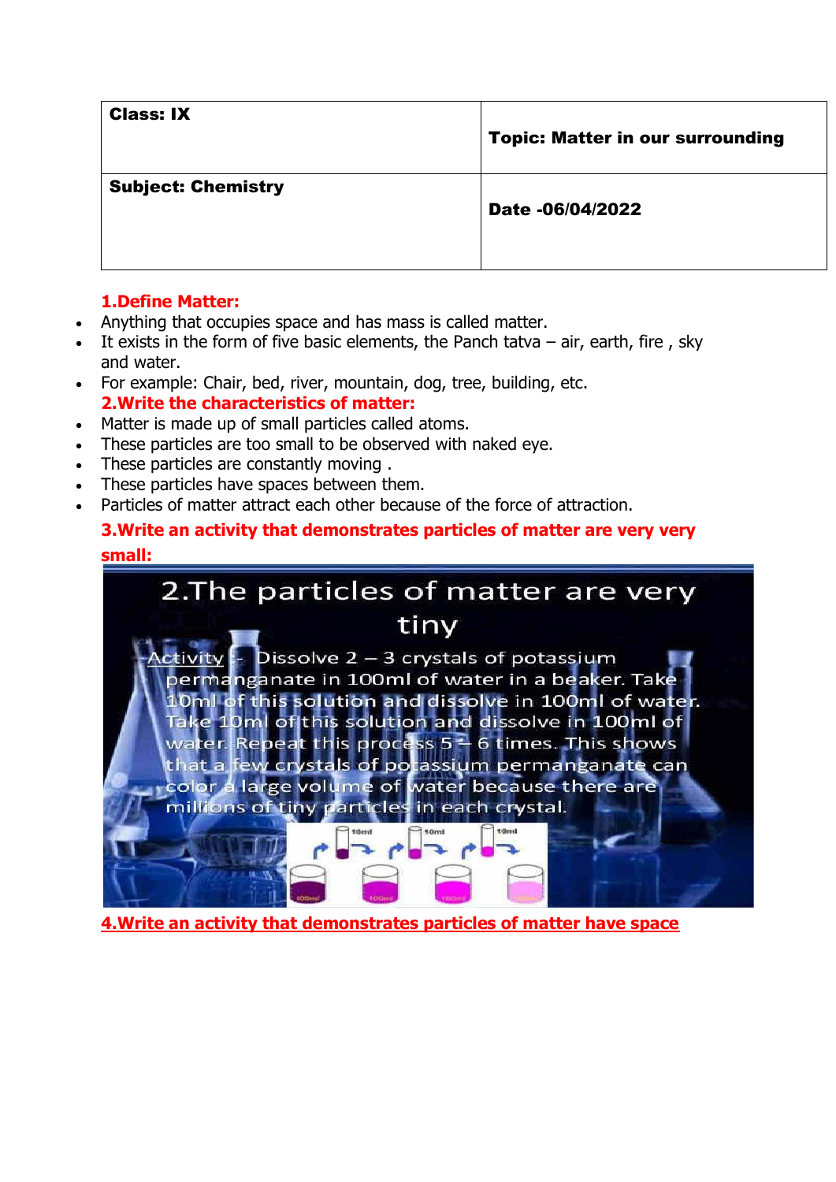| Class: IX | Topic: Matter in our surrounding |
| --- | --- |
| Subject: Chemistry | Date -06/04/2022 |

**1.Define Matter:**

- Anything that occupies space and has mass is called matter.
- It exists in the form of five basic elements, the Panch tatva – air, earth, fire , sky and water.
- For example: Chair, bed, river, mountain, dog, tree, building, etc.

**2.Write the characteristics of matter:**

- Matter is made up of small particles called atoms.
- These particles are too small to be observed with naked eye.
- These particles are constantly moving .
- These particles have spaces between them.
- Particles of matter attract each other because of the force of attraction.

**3.Write an activity that demonstrates particles of matter are very very small:**

2.The particles of matter are very tiny

Activity :- Dissolve 2 – 3 crystals of potassium permanganate in 100ml of water in a beaker. Take 10ml of this solution and dissolve in 100ml of water. Take 10ml of this solution and dissolve in 100ml of water. Repeat this process 5 – 6 times. This shows that a few crystals of potassium permanganate can color a large volume of water because there are millions of tiny particles in each crystal.

**4.Write an activity that demonstrates particles of matter have space**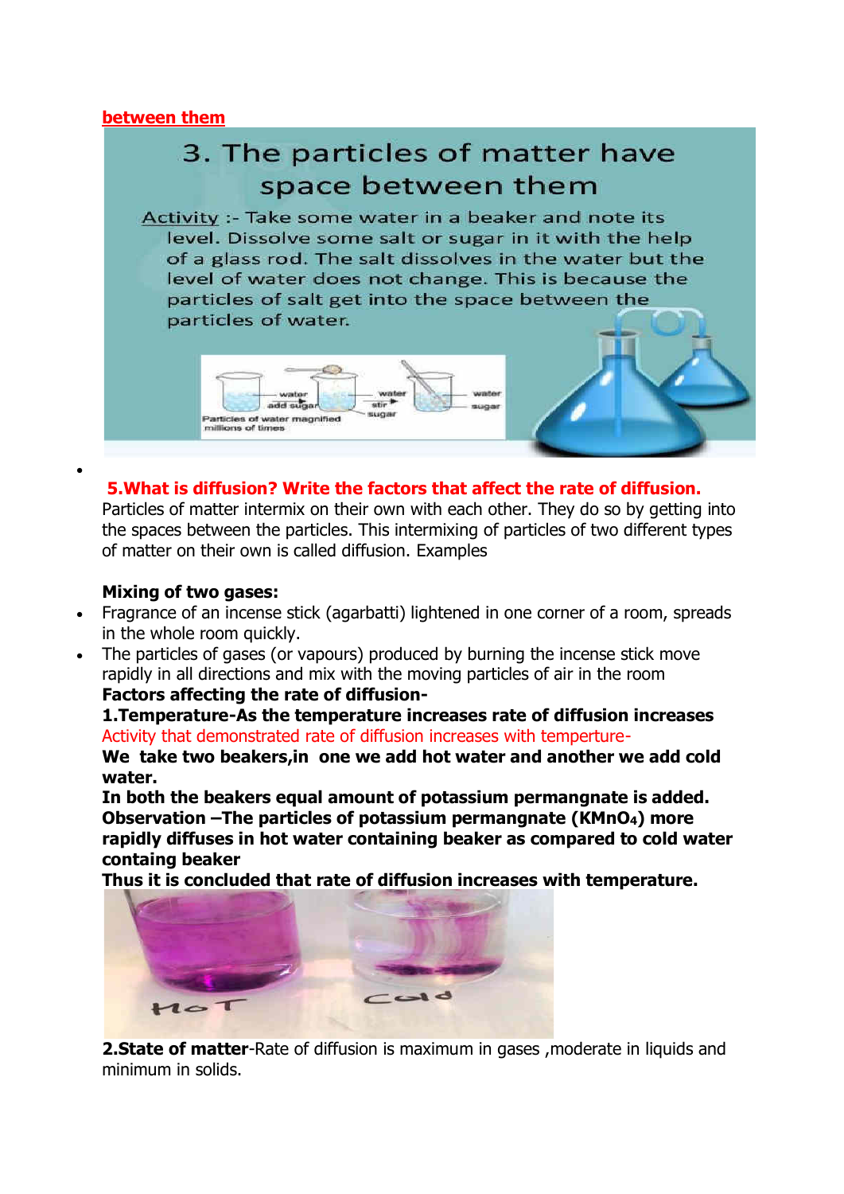**between them**

3. The particles of matter have space between them

Activity :- Take some water in a beaker and note its level. Dissolve some salt or sugar in it with the help of a glass rod. The salt dissolves in the water but the level of water does not change. This is because the particles of salt get into the space between the particles of water.

water → add sugar → water → stir → sugar → water, sugar

Particles of water magnified millions of times

- 

**5.What is diffusion? Write the factors that affect the rate of diffusion.**

Particles of matter intermix on their own with each other. They do so by getting into the spaces between the particles. This intermixing of particles of two different types of matter on their own is called diffusion. Examples

**Mixing of two gases:**

- Fragrance of an incense stick (agarbatti) lightened in one corner of a room, spreads in the whole room quickly.
- The particles of gases (or vapours) produced by burning the incense stick move rapidly in all directions and mix with the moving particles of air in the room

**Factors affecting the rate of diffusion-**

**1.Temperature-As the temperature increases rate of diffusion increases**

Activity that demonstrated rate of diffusion increases with temperture-

**We take two beakers,in one we add hot water and another we add cold water.**

**In both the beakers equal amount of potassium permangnate is added.**

**Observation –The particles of potassium permangnate ($KMnO_4$) more rapidly diffuses in hot water containing beaker as compared to cold water containg beaker**

**Thus it is concluded that rate of diffusion increases with temperature.**

HoT Cold

**2.State of matter**-Rate of diffusion is maximum in gases ,moderate in liquids and minimum in solids.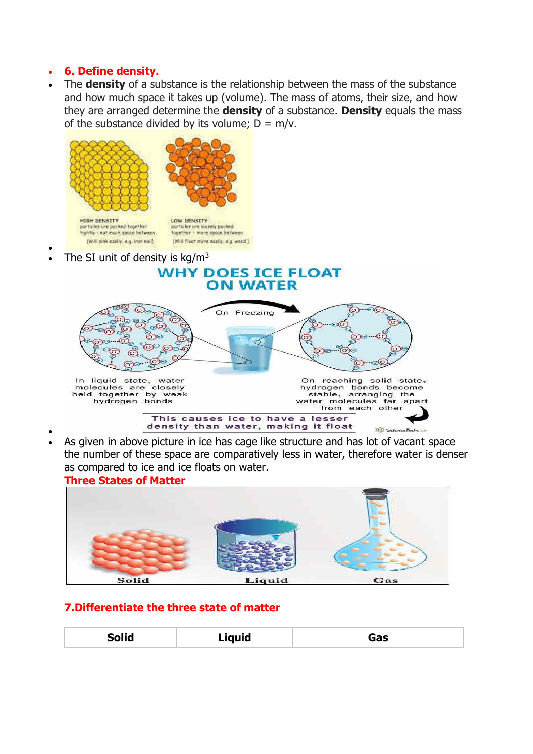- **6. Define density.**
- The **density** of a substance is the relationship between the mass of the substance and how much space it takes up (volume). The mass of atoms, their size, and how they are arranged determine the **density** of a substance. **Density** equals the mass of the substance divided by its volume; D = m/v.

- 
- The SI unit of density is $kg/m^3$

- 
- As given in above picture in ice has cage like structure and has lot of vacant space the number of these space are comparatively less in water, therefore water is denser as compared to ice and ice floats on water.

  **Three States of Matter**

**7.Differentiate the three state of matter**

| Solid | Liquid | Gas |
|---|---|---|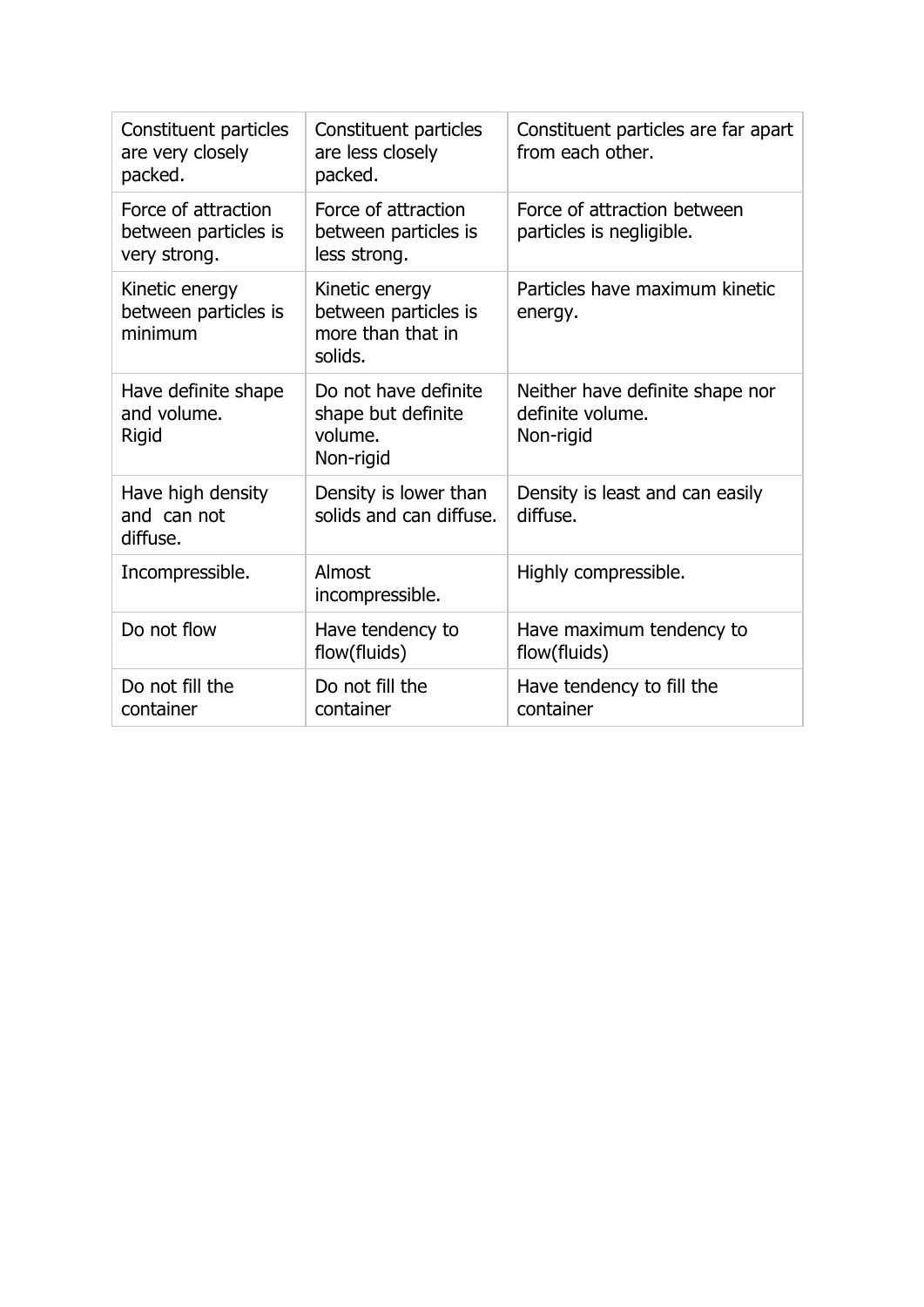| | | |
|---|---|---|
| Constituent particles are very closely packed. | Constituent particles are less closely packed. | Constituent particles are far apart from each other. |
| Force of attraction between particles is very strong. | Force of attraction between particles is less strong. | Force of attraction between particles is negligible. |
| Kinetic energy between particles is minimum | Kinetic energy between particles is more than that in solids. | Particles have maximum kinetic energy. |
| Have definite shape and volume.<br>Rigid | Do not have definite shape but definite volume.<br>Non-rigid | Neither have definite shape nor definite volume.<br>Non-rigid |
| Have high density and can not diffuse. | Density is lower than solids and can diffuse. | Density is least and can easily diffuse. |
| Incompressible. | Almost incompressible. | Highly compressible. |
| Do not flow | Have tendency to flow(fluids) | Have maximum tendency to flow(fluids) |
| Do not fill the container | Do not fill the container | Have tendency to fill the container |